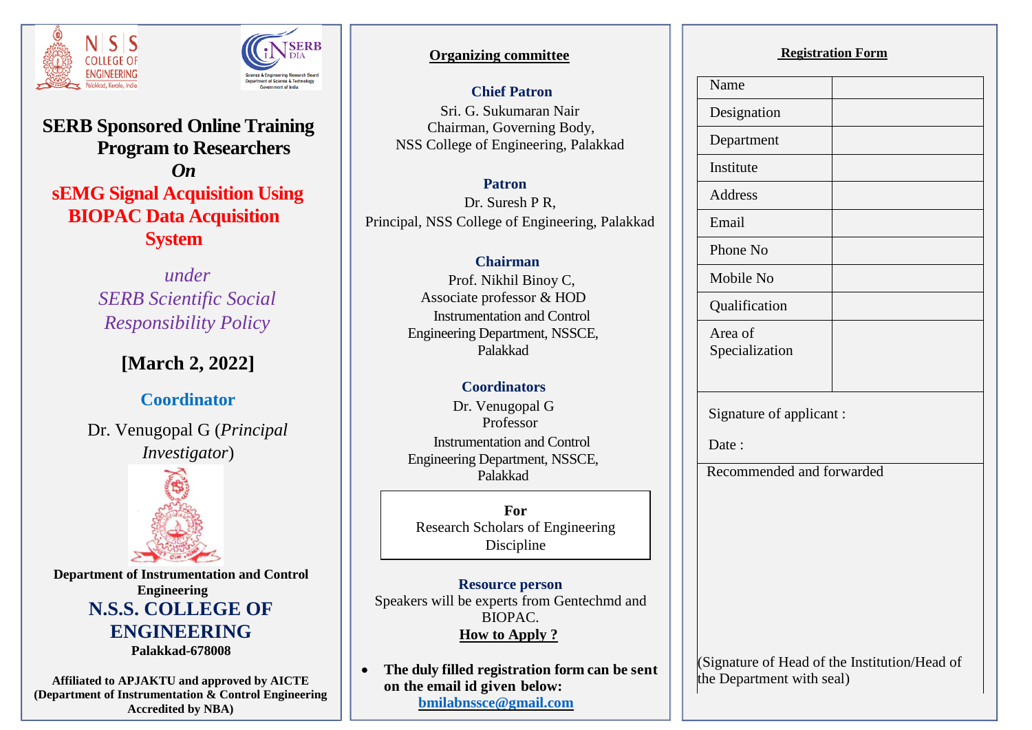# SERB Sponsored Online Training Program to Researchers

***On***

## sEMG Signal Acquisition Using BIOPAC Data Acquisition System

*under*
*SERB Scientific Social Responsibility Policy*

**[March 2, 2022]**

### Coordinator

Dr. Venugopal G (*Principal Investigator*)

**Department of Instrumentation and Control Engineering**

## N.S.S. COLLEGE OF ENGINEERING

**Palakkad-678008**

**Affiliated to APJAKTU and approved by AICTE (Department of Instrumentation & Control Engineering Accredited by NBA)**

## Organizing committee

**Chief Patron**
Sri. G. Sukumaran Nair
Chairman, Governing Body,
NSS College of Engineering, Palakkad

**Patron**
Dr. Suresh P R,
Principal, NSS College of Engineering, Palakkad

**Chairman**
Prof. Nikhil Binoy C,
Associate professor & HOD
Instrumentation and Control Engineering Department, NSSCE, Palakkad

**Coordinators**
Dr. Venugopal G
Professor
Instrumentation and Control Engineering Department, NSSCE, Palakkad

**For**
Research Scholars of Engineering Discipline

**Resource person**
Speakers will be experts from Gentechmd and BIOPAC.

**How to Apply ?**

- **The duly filled registration form can be sent on the email id given below:** **bmilabnssce@gmail.com**

## Registration Form

| Name | |
|---|---|
| Designation | |
| Department | |
| Institute | |
| Address | |
| Email | |
| Phone No | |
| Mobile No | |
| Qualification | |
| Area of Specialization | |

Signature of applicant :

Date :

Recommended and forwarded

(Signature of Head of the Institution/Head of the Department with seal)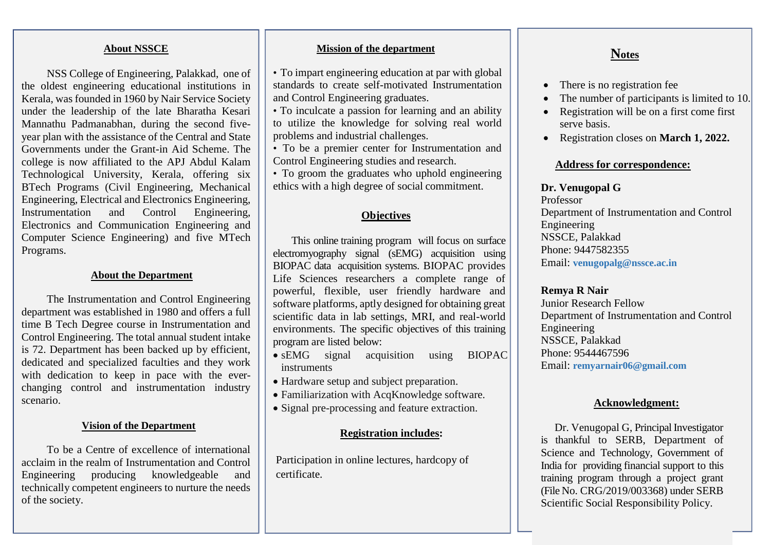## About NSSCE

NSS College of Engineering, Palakkad, one of the oldest engineering educational institutions in Kerala, was founded in 1960 by Nair Service Society under the leadership of the late Bharatha Kesari Mannathu Padmanabhan, during the second five-year plan with the assistance of the Central and State Governments under the Grant-in Aid Scheme. The college is now affiliated to the APJ Abdul Kalam Technological University, Kerala, offering six BTech Programs (Civil Engineering, Mechanical Engineering, Electrical and Electronics Engineering, Instrumentation and Control Engineering, Electronics and Communication Engineering and Computer Science Engineering) and five MTech Programs.

## About the Department

The Instrumentation and Control Engineering department was established in 1980 and offers a full time B Tech Degree course in Instrumentation and Control Engineering. The total annual student intake is 72. Department has been backed up by efficient, dedicated and specialized faculties and they work with dedication to keep in pace with the ever-changing control and instrumentation industry scenario.

## Vision of the Department

To be a Centre of excellence of international acclaim in the realm of Instrumentation and Control Engineering producing knowledgeable and technically competent engineers to nurture the needs of the society.

## Mission of the department

- To impart engineering education at par with global standards to create self-motivated Instrumentation and Control Engineering graduates.
- To inculcate a passion for learning and an ability to utilize the knowledge for solving real world problems and industrial challenges.
- To be a premier center for Instrumentation and Control Engineering studies and research.
- To groom the graduates who uphold engineering ethics with a high degree of social commitment.

## Objectives

This online training program will focus on surface electromyography signal (sEMG) acquisition using BIOPAC data acquisition systems. BIOPAC provides Life Sciences researchers a complete range of powerful, flexible, user friendly hardware and software platforms, aptly designed for obtaining great scientific data in lab settings, MRI, and real-world environments. The specific objectives of this training program are listed below:

- sEMG signal acquisition using BIOPAC instruments
- Hardware setup and subject preparation.
- Familiarization with AcqKnowledge software.
- Signal pre-processing and feature extraction.

## Registration includes:

Participation in online lectures, hardcopy of certificate.

## Notes

- There is no registration fee
- The number of participants is limited to 10.
- Registration will be on a first come first serve basis.
- Registration closes on **March 1, 2022.**

## Address for correspondence:

**Dr. Venugopal G**
Professor
Department of Instrumentation and Control Engineering
NSSCE, Palakkad
Phone: 9447582355
Email: **venugopalg@nssce.ac.in**

**Remya R Nair**
Junior Research Fellow
Department of Instrumentation and Control Engineering
NSSCE, Palakkad
Phone: 9544467596
Email: **remyarnair06@gmail.com**

## Acknowledgment:

Dr. Venugopal G, Principal Investigator is thankful to SERB, Department of Science and Technology, Government of India for providing financial support to this training program through a project grant (File No. CRG/2019/003368) under SERB Scientific Social Responsibility Policy.